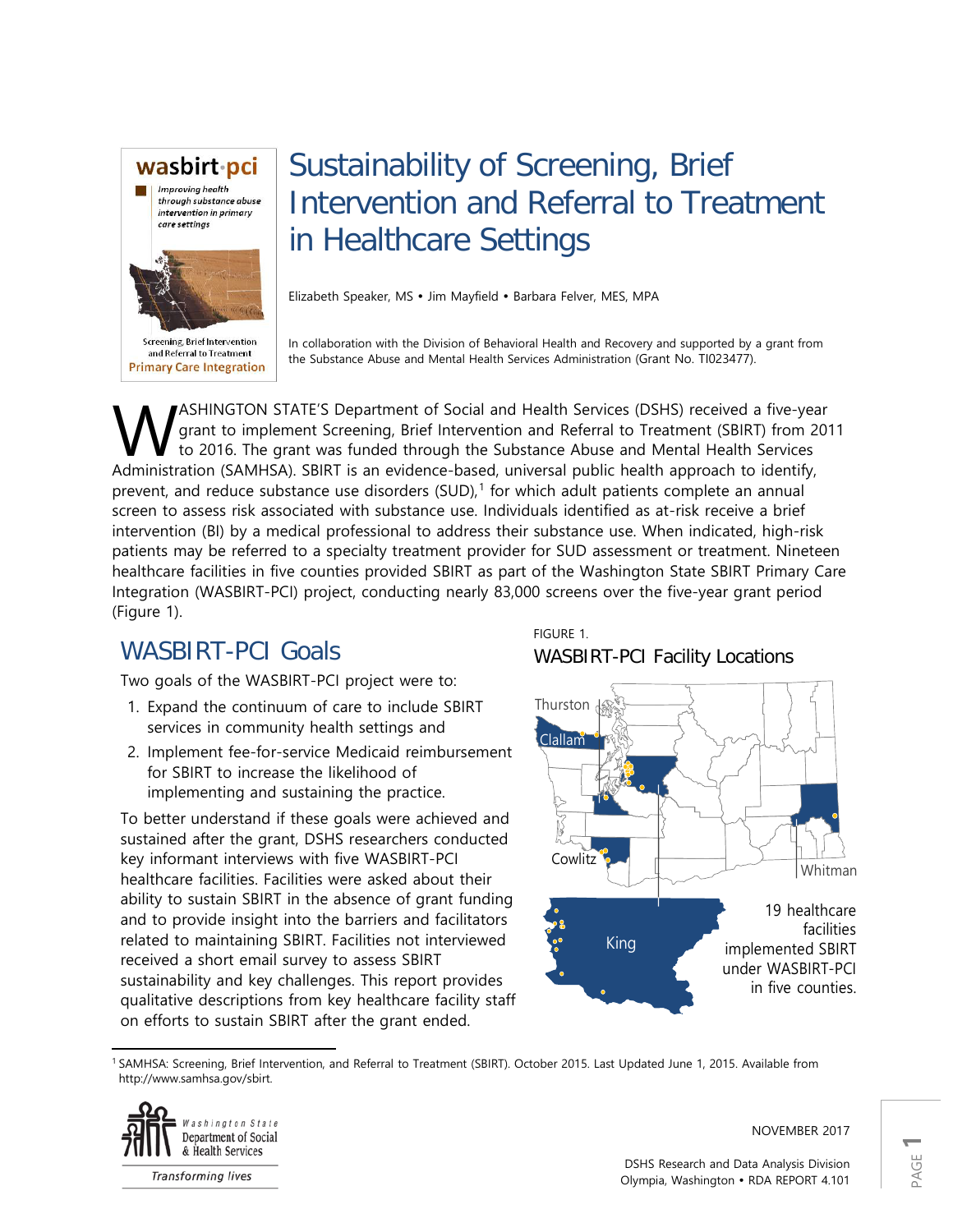# Sustainability of Screening, Brief Intervention and Referral to Treatment in Healthcare Settings

Elizabeth Speaker, MS • Jim Mayfield • Barbara Felver, MES, MPA

In collaboration with the Division of Behavioral Health and Recovery and supported by a grant from the Substance Abuse and Mental Health Services Administration (Grant No. TI023477).

WASHINGTON STATE'S Department of Social and Health Services (DSHS) received a five-year grant to implement Screening, Brief Intervention and Referral to Treatment (SBIRT) from 2011 to 2016. The grant was funded through the Substance Abuse and Mental Health Services Administration (SAMHSA). SBIRT is an evidence-based, universal public health approach to identify, prevent, and reduce substance use disorders (SUD),[1] for which adult patients complete an annual screen to assess risk associated with substance use. Individuals identified as at-risk receive a brief intervention (BI) by a medical professional to address their substance use. When indicated, high-risk patients may be referred to a specialty treatment provider for SUD assessment or treatment. Nineteen healthcare facilities in five counties provided SBIRT as part of the Washington State SBIRT Primary Care Integration (WASBIRT-PCI) project, conducting nearly 83,000 screens over the five-year grant period (Figure 1).

## WASBIRT-PCI Goals

Two goals of the WASBIRT-PCI project were to:

1. Expand the continuum of care to include SBIRT services in community health settings and
2. Implement fee-for-service Medicaid reimbursement for SBIRT to increase the likelihood of implementing and sustaining the practice.

To better understand if these goals were achieved and sustained after the grant, DSHS researchers conducted key informant interviews with five WASBIRT-PCI healthcare facilities. Facilities were asked about their ability to sustain SBIRT in the absence of grant funding and to provide insight into the barriers and facilitators related to maintaining SBIRT. Facilities not interviewed received a short email survey to assess SBIRT sustainability and key challenges. This report provides qualitative descriptions from key healthcare facility staff on efforts to sustain SBIRT after the grant ended.

FIGURE 1.
WASBIRT-PCI Facility Locations

Thurston, Clallam, Cowlitz, Whitman, King

19 healthcare facilities implemented SBIRT under WASBIRT-PCI in five counties.

[1] SAMHSA: Screening, Brief Intervention, and Referral to Treatment (SBIRT). October 2015. Last Updated June 1, 2015. Available from http://www.samhsa.gov/sbirt.

NOVEMBER 2017

DSHS Research and Data Analysis Division
Olympia, Washington • RDA REPORT 4.101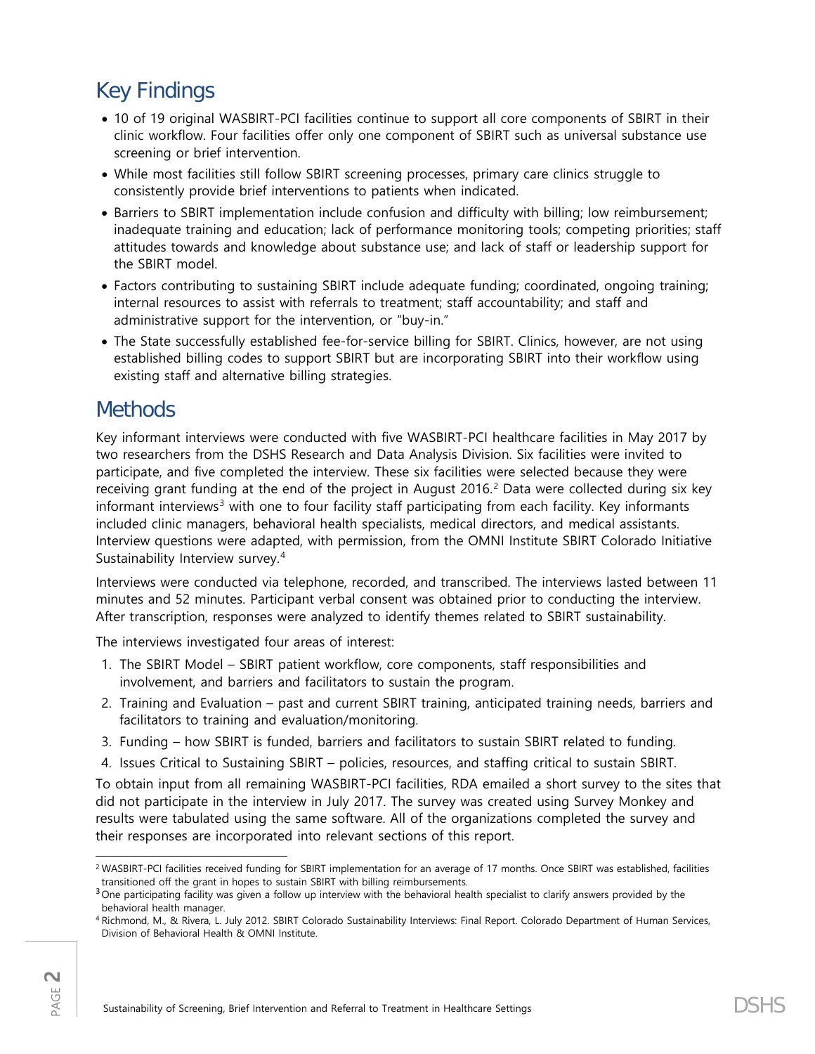## Key Findings

- 10 of 19 original WASBIRT-PCI facilities continue to support all core components of SBIRT in their clinic workflow. Four facilities offer only one component of SBIRT such as universal substance use screening or brief intervention.
- While most facilities still follow SBIRT screening processes, primary care clinics struggle to consistently provide brief interventions to patients when indicated.
- Barriers to SBIRT implementation include confusion and difficulty with billing; low reimbursement; inadequate training and education; lack of performance monitoring tools; competing priorities; staff attitudes towards and knowledge about substance use; and lack of staff or leadership support for the SBIRT model.
- Factors contributing to sustaining SBIRT include adequate funding; coordinated, ongoing training; internal resources to assist with referrals to treatment; staff accountability; and staff and administrative support for the intervention, or "buy-in."
- The State successfully established fee-for-service billing for SBIRT. Clinics, however, are not using established billing codes to support SBIRT but are incorporating SBIRT into their workflow using existing staff and alternative billing strategies.

## Methods

Key informant interviews were conducted with five WASBIRT-PCI healthcare facilities in May 2017 by two researchers from the DSHS Research and Data Analysis Division. Six facilities were invited to participate, and five completed the interview. These six facilities were selected because they were receiving grant funding at the end of the project in August 2016.[2] Data were collected during six key informant interviews[3] with one to four facility staff participating from each facility. Key informants included clinic managers, behavioral health specialists, medical directors, and medical assistants. Interview questions were adapted, with permission, from the OMNI Institute SBIRT Colorado Initiative Sustainability Interview survey.[4]

Interviews were conducted via telephone, recorded, and transcribed. The interviews lasted between 11 minutes and 52 minutes. Participant verbal consent was obtained prior to conducting the interview. After transcription, responses were analyzed to identify themes related to SBIRT sustainability.

The interviews investigated four areas of interest:

1. The SBIRT Model – SBIRT patient workflow, core components, staff responsibilities and involvement, and barriers and facilitators to sustain the program.
2. Training and Evaluation – past and current SBIRT training, anticipated training needs, barriers and facilitators to training and evaluation/monitoring.
3. Funding – how SBIRT is funded, barriers and facilitators to sustain SBIRT related to funding.
4. Issues Critical to Sustaining SBIRT – policies, resources, and staffing critical to sustain SBIRT.

To obtain input from all remaining WASBIRT-PCI facilities, RDA emailed a short survey to the sites that did not participate in the interview in July 2017. The survey was created using Survey Monkey and results were tabulated using the same software. All of the organizations completed the survey and their responses are incorporated into relevant sections of this report.

---

[2] WASBIRT-PCI facilities received funding for SBIRT implementation for an average of 17 months. Once SBIRT was established, facilities transitioned off the grant in hopes to sustain SBIRT with billing reimbursements.

[3] One participating facility was given a follow up interview with the behavioral health specialist to clarify answers provided by the behavioral health manager.

[4] Richmond, M., & Rivera, L. July 2012. SBIRT Colorado Sustainability Interviews: Final Report. Colorado Department of Human Services, Division of Behavioral Health & OMNI Institute.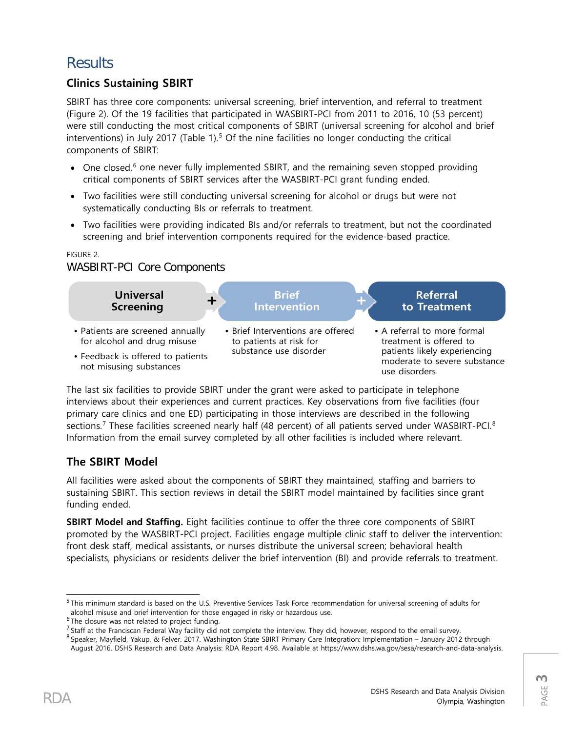# Results

## Clinics Sustaining SBIRT

SBIRT has three core components: universal screening, brief intervention, and referral to treatment (Figure 2). Of the 19 facilities that participated in WASBIRT-PCI from 2011 to 2016, 10 (53 percent) were still conducting the most critical components of SBIRT (universal screening for alcohol and brief interventions) in July 2017 (Table 1).[5] Of the nine facilities no longer conducting the critical components of SBIRT:

- One closed,[6] one never fully implemented SBIRT, and the remaining seven stopped providing critical components of SBIRT services after the WASBIRT-PCI grant funding ended.
- Two facilities were still conducting universal screening for alcohol or drugs but were not systematically conducting BIs or referrals to treatment.
- Two facilities were providing indicated BIs and/or referrals to treatment, but not the coordinated screening and brief intervention components required for the evidence-based practice.

FIGURE 2.
WASBIRT-PCI Core Components

| Universal Screening + | Brief Intervention + | Referral to Treatment |
|---|---|---|
| • Patients are screened annually for alcohol and drug misuse<br>• Feedback is offered to patients not misusing substances | • Brief Interventions are offered to patients at risk for substance use disorder | • A referral to more formal treatment is offered to patients likely experiencing moderate to severe substance use disorders |

The last six facilities to provide SBIRT under the grant were asked to participate in telephone interviews about their experiences and current practices. Key observations from five facilities (four primary care clinics and one ED) participating in those interviews are described in the following sections.[7] These facilities screened nearly half (48 percent) of all patients served under WASBIRT-PCI.[8] Information from the email survey completed by all other facilities is included where relevant.

## The SBIRT Model

All facilities were asked about the components of SBIRT they maintained, staffing and barriers to sustaining SBIRT. This section reviews in detail the SBIRT model maintained by facilities since grant funding ended.

**SBIRT Model and Staffing.** Eight facilities continue to offer the three core components of SBIRT promoted by the WASBIRT-PCI project. Facilities engage multiple clinic staff to deliver the intervention: front desk staff, medical assistants, or nurses distribute the universal screen; behavioral health specialists, physicians or residents deliver the brief intervention (BI) and provide referrals to treatment.

---

[5] This minimum standard is based on the U.S. Preventive Services Task Force recommendation for universal screening of adults for alcohol misuse and brief intervention for those engaged in risky or hazardous use.

[6] The closure was not related to project funding.

[7] Staff at the Franciscan Federal Way facility did not complete the interview. They did, however, respond to the email survey.

[8] Speaker, Mayfield, Yakup, & Felver. 2017. Washington State SBIRT Primary Care Integration: Implementation – January 2012 through August 2016. DSHS Research and Data Analysis: RDA Report 4.98. Available at https://www.dshs.wa.gov/sesa/research-and-data-analysis.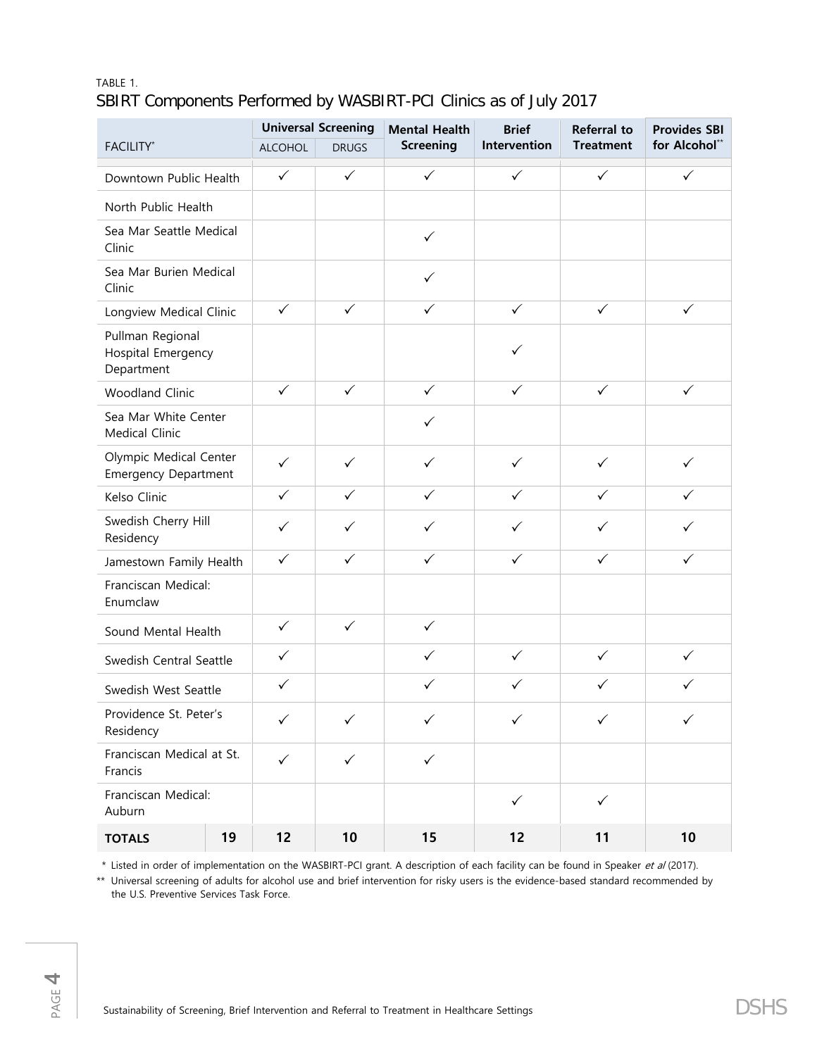TABLE 1.

## SBIRT Components Performed by WASBIRT-PCI Clinics as of July 2017

| FACILITY* | | Universal Screening | | Mental Health Screening | Brief Intervention | Referral to Treatment | Provides SBI for Alcohol** |
|---|---|---|---|---|---|---|---|
| | | ALCOHOL | DRUGS | | | | |
| Downtown Public Health | | ✓ | ✓ | ✓ | ✓ | ✓ | ✓ |
| North Public Health | | | | | | | |
| Sea Mar Seattle Medical Clinic | | | | ✓ | | | |
| Sea Mar Burien Medical Clinic | | | | ✓ | | | |
| Longview Medical Clinic | | ✓ | ✓ | ✓ | ✓ | ✓ | ✓ |
| Pullman Regional Hospital Emergency Department | | | | | ✓ | | |
| Woodland Clinic | | ✓ | ✓ | ✓ | ✓ | ✓ | ✓ |
| Sea Mar White Center Medical Clinic | | | | ✓ | | | |
| Olympic Medical Center Emergency Department | | ✓ | ✓ | ✓ | ✓ | ✓ | ✓ |
| Kelso Clinic | | ✓ | ✓ | ✓ | ✓ | ✓ | ✓ |
| Swedish Cherry Hill Residency | | ✓ | ✓ | ✓ | ✓ | ✓ | ✓ |
| Jamestown Family Health | | ✓ | ✓ | ✓ | ✓ | ✓ | ✓ |
| Franciscan Medical: Enumclaw | | | | | | | |
| Sound Mental Health | | ✓ | ✓ | ✓ | | | |
| Swedish Central Seattle | | ✓ | | ✓ | ✓ | ✓ | ✓ |
| Swedish West Seattle | | ✓ | | ✓ | ✓ | ✓ | ✓ |
| Providence St. Peter's Residency | | ✓ | ✓ | ✓ | ✓ | ✓ | ✓ |
| Franciscan Medical at St. Francis | | ✓ | ✓ | ✓ | | | |
| Franciscan Medical: Auburn | | | | | ✓ | ✓ | |
| **TOTALS** | **19** | **12** | **10** | **15** | **12** | **11** | **10** |

\* Listed in order of implementation on the WASBIRT-PCI grant. A description of each facility can be found in Speaker *et al* (2017).

\*\* Universal screening of adults for alcohol use and brief intervention for risky users is the evidence-based standard recommended by the U.S. Preventive Services Task Force.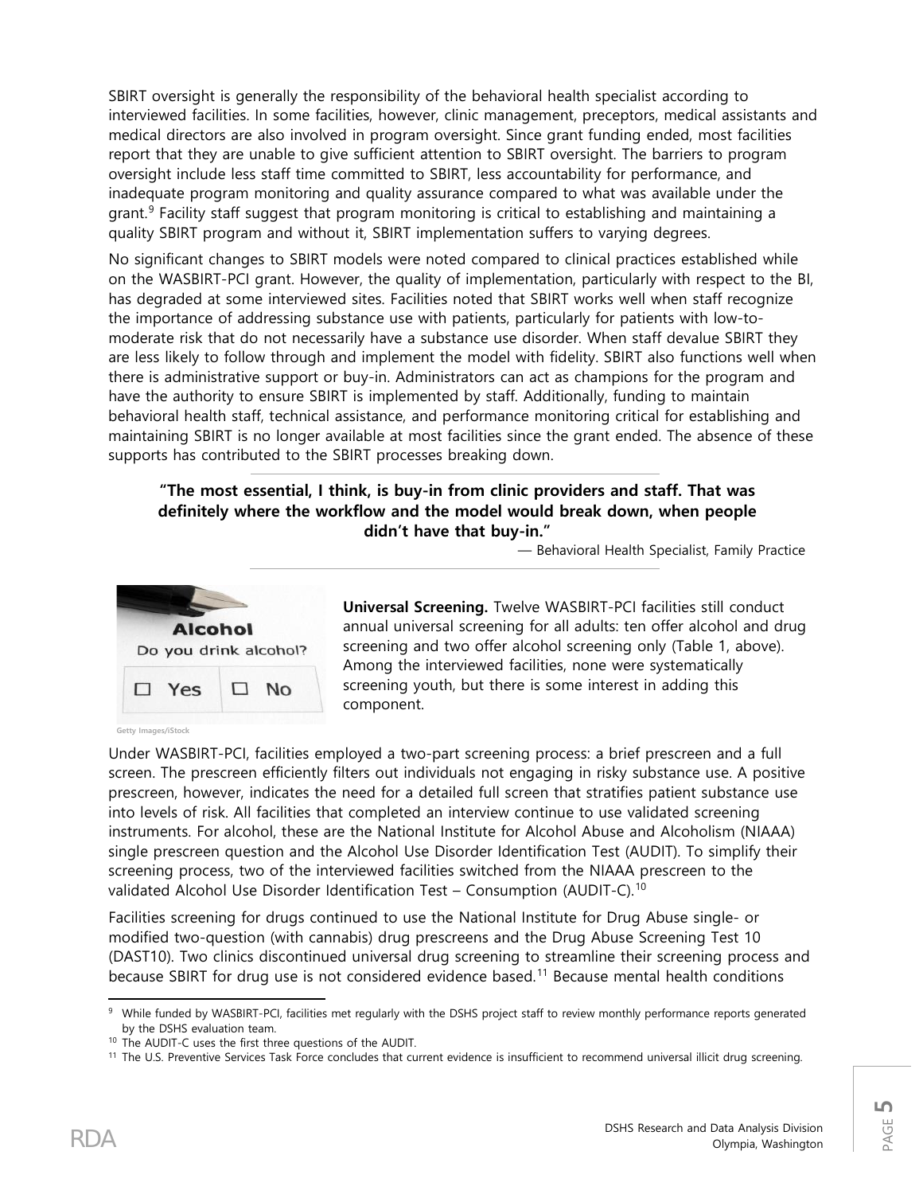SBIRT oversight is generally the responsibility of the behavioral health specialist according to interviewed facilities. In some facilities, however, clinic management, preceptors, medical assistants and medical directors are also involved in program oversight. Since grant funding ended, most facilities report that they are unable to give sufficient attention to SBIRT oversight. The barriers to program oversight include less staff time committed to SBIRT, less accountability for performance, and inadequate program monitoring and quality assurance compared to what was available under the grant.[9] Facility staff suggest that program monitoring is critical to establishing and maintaining a quality SBIRT program and without it, SBIRT implementation suffers to varying degrees.

No significant changes to SBIRT models were noted compared to clinical practices established while on the WASBIRT-PCI grant. However, the quality of implementation, particularly with respect to the BI, has degraded at some interviewed sites. Facilities noted that SBIRT works well when staff recognize the importance of addressing substance use with patients, particularly for patients with low-to-moderate risk that do not necessarily have a substance use disorder. When staff devalue SBIRT they are less likely to follow through and implement the model with fidelity. SBIRT also functions well when there is administrative support or buy-in. Administrators can act as champions for the program and have the authority to ensure SBIRT is implemented by staff. Additionally, funding to maintain behavioral health staff, technical assistance, and performance monitoring critical for establishing and maintaining SBIRT is no longer available at most facilities since the grant ended. The absence of these supports has contributed to the SBIRT processes breaking down.

> **"The most essential, I think, is buy-in from clinic providers and staff. That was definitely where the workflow and the model would break down, when people didn't have that buy-in."**
>
> — Behavioral Health Specialist, Family Practice

Getty Images/iStock

**Universal Screening.** Twelve WASBIRT-PCI facilities still conduct annual universal screening for all adults: ten offer alcohol and drug screening and two offer alcohol screening only (Table 1, above). Among the interviewed facilities, none were systematically screening youth, but there is some interest in adding this component.

Under WASBIRT-PCI, facilities employed a two-part screening process: a brief prescreen and a full screen. The prescreen efficiently filters out individuals not engaging in risky substance use. A positive prescreen, however, indicates the need for a detailed full screen that stratifies patient substance use into levels of risk. All facilities that completed an interview continue to use validated screening instruments. For alcohol, these are the National Institute for Alcohol Abuse and Alcoholism (NIAAA) single prescreen question and the Alcohol Use Disorder Identification Test (AUDIT). To simplify their screening process, two of the interviewed facilities switched from the NIAAA prescreen to the validated Alcohol Use Disorder Identification Test – Consumption (AUDIT-C).[10]

Facilities screening for drugs continued to use the National Institute for Drug Abuse single- or modified two-question (with cannabis) drug prescreens and the Drug Abuse Screening Test 10 (DAST10). Two clinics discontinued universal drug screening to streamline their screening process and because SBIRT for drug use is not considered evidence based.[11] Because mental health conditions

---

[9] While funded by WASBIRT-PCI, facilities met regularly with the DSHS project staff to review monthly performance reports generated by the DSHS evaluation team.

[10] The AUDIT-C uses the first three questions of the AUDIT.

[11] The U.S. Preventive Services Task Force concludes that current evidence is insufficient to recommend universal illicit drug screening.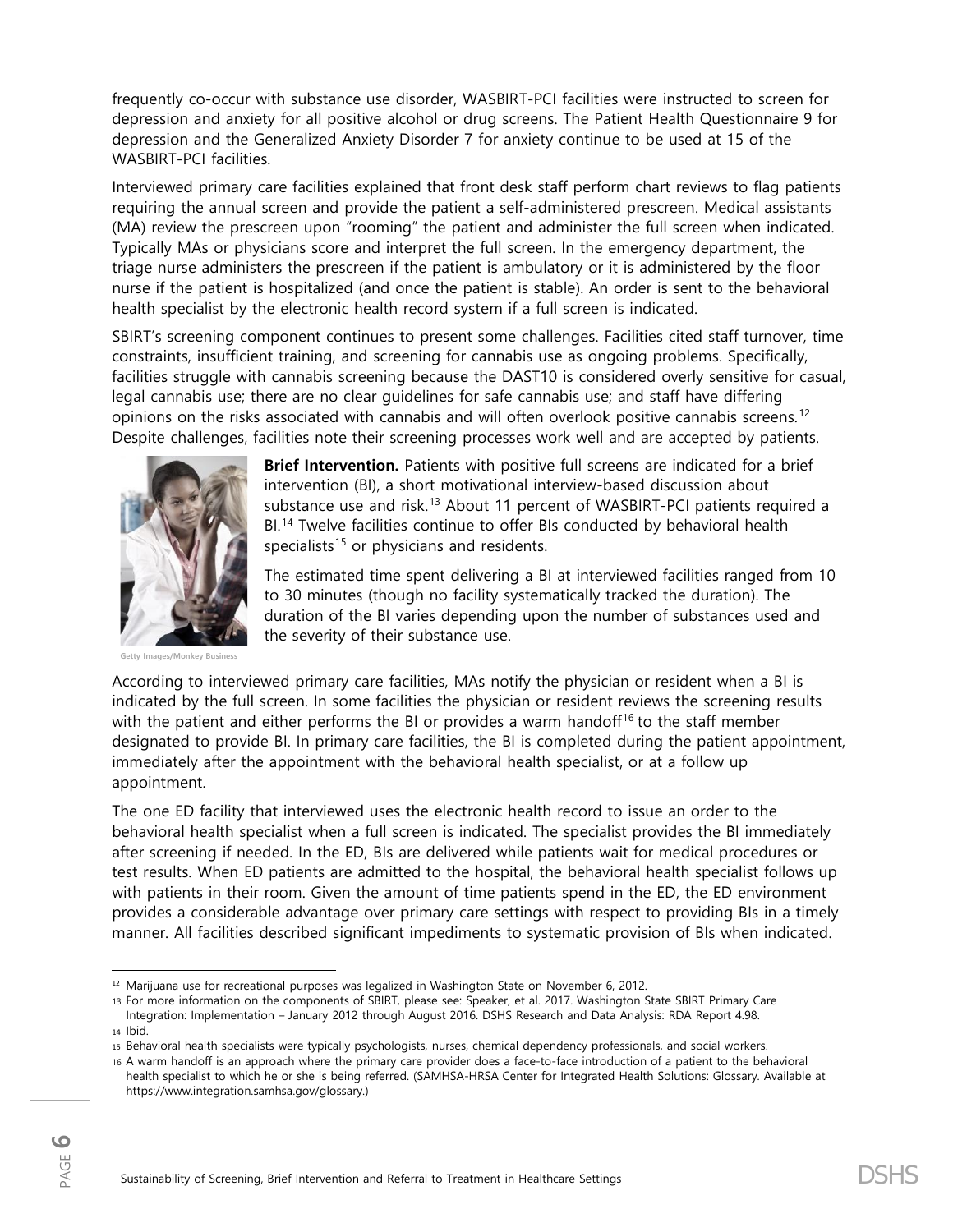frequently co-occur with substance use disorder, WASBIRT-PCI facilities were instructed to screen for depression and anxiety for all positive alcohol or drug screens. The Patient Health Questionnaire 9 for depression and the Generalized Anxiety Disorder 7 for anxiety continue to be used at 15 of the WASBIRT-PCI facilities.

Interviewed primary care facilities explained that front desk staff perform chart reviews to flag patients requiring the annual screen and provide the patient a self-administered prescreen. Medical assistants (MA) review the prescreen upon "rooming" the patient and administer the full screen when indicated. Typically MAs or physicians score and interpret the full screen. In the emergency department, the triage nurse administers the prescreen if the patient is ambulatory or it is administered by the floor nurse if the patient is hospitalized (and once the patient is stable). An order is sent to the behavioral health specialist by the electronic health record system if a full screen is indicated.

SBIRT's screening component continues to present some challenges. Facilities cited staff turnover, time constraints, insufficient training, and screening for cannabis use as ongoing problems. Specifically, facilities struggle with cannabis screening because the DAST10 is considered overly sensitive for casual, legal cannabis use; there are no clear guidelines for safe cannabis use; and staff have differing opinions on the risks associated with cannabis and will often overlook positive cannabis screens.[12] Despite challenges, facilities note their screening processes work well and are accepted by patients.

Getty Images/Monkey Business

**Brief Intervention.** Patients with positive full screens are indicated for a brief intervention (BI), a short motivational interview-based discussion about substance use and risk.[13] About 11 percent of WASBIRT-PCI patients required a BI.[14] Twelve facilities continue to offer BIs conducted by behavioral health specialists[15] or physicians and residents.

The estimated time spent delivering a BI at interviewed facilities ranged from 10 to 30 minutes (though no facility systematically tracked the duration). The duration of the BI varies depending upon the number of substances used and the severity of their substance use.

According to interviewed primary care facilities, MAs notify the physician or resident when a BI is indicated by the full screen. In some facilities the physician or resident reviews the screening results with the patient and either performs the BI or provides a warm handoff[16] to the staff member designated to provide BI. In primary care facilities, the BI is completed during the patient appointment, immediately after the appointment with the behavioral health specialist, or at a follow up appointment.

The one ED facility that interviewed uses the electronic health record to issue an order to the behavioral health specialist when a full screen is indicated. The specialist provides the BI immediately after screening if needed. In the ED, BIs are delivered while patients wait for medical procedures or test results. When ED patients are admitted to the hospital, the behavioral health specialist follows up with patients in their room. Given the amount of time patients spend in the ED, the ED environment provides a considerable advantage over primary care settings with respect to providing BIs in a timely manner. All facilities described significant impediments to systematic provision of BIs when indicated.

---

[12] Marijuana use for recreational purposes was legalized in Washington State on November 6, 2012.

[13] For more information on the components of SBIRT, please see: Speaker, et al. 2017. Washington State SBIRT Primary Care Integration: Implementation – January 2012 through August 2016. DSHS Research and Data Analysis: RDA Report 4.98.

[14] Ibid.

[15] Behavioral health specialists were typically psychologists, nurses, chemical dependency professionals, and social workers.

[16] A warm handoff is an approach where the primary care provider does a face-to-face introduction of a patient to the behavioral health specialist to which he or she is being referred. (SAMHSA-HRSA Center for Integrated Health Solutions: Glossary. Available at https://www.integration.samhsa.gov/glossary.)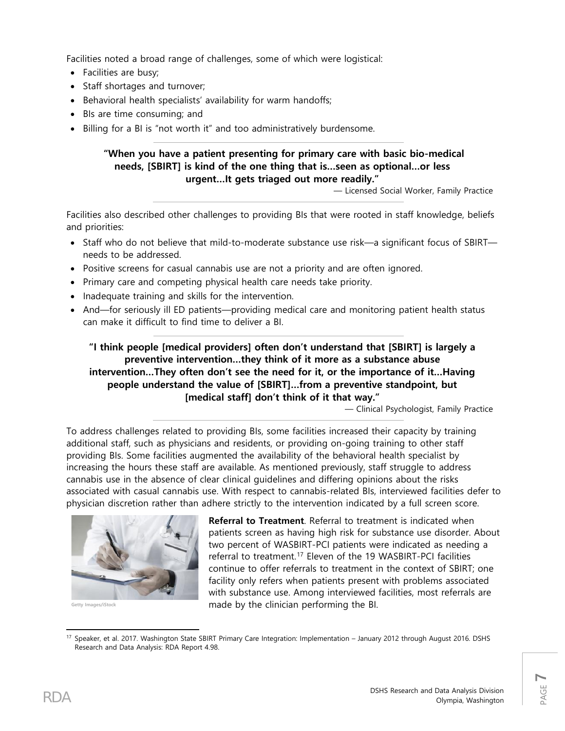Facilities noted a broad range of challenges, some of which were logistical:

- Facilities are busy;
- Staff shortages and turnover;
- Behavioral health specialists' availability for warm handoffs;
- BIs are time consuming; and
- Billing for a BI is "not worth it" and too administratively burdensome.

**"When you have a patient presenting for primary care with basic bio-medical needs, [SBIRT] is kind of the one thing that is…seen as optional…or less urgent…It gets triaged out more readily."**

— Licensed Social Worker, Family Practice

Facilities also described other challenges to providing BIs that were rooted in staff knowledge, beliefs and priorities:

- Staff who do not believe that mild-to-moderate substance use risk—a significant focus of SBIRT—needs to be addressed.
- Positive screens for casual cannabis use are not a priority and are often ignored.
- Primary care and competing physical health care needs take priority.
- Inadequate training and skills for the intervention.
- And—for seriously ill ED patients—providing medical care and monitoring patient health status can make it difficult to find time to deliver a BI.

**"I think people [medical providers] often don't understand that [SBIRT] is largely a preventive intervention…they think of it more as a substance abuse intervention…They often don't see the need for it, or the importance of it…Having people understand the value of [SBIRT]…from a preventive standpoint, but [medical staff] don't think of it that way."**

— Clinical Psychologist, Family Practice

To address challenges related to providing BIs, some facilities increased their capacity by training additional staff, such as physicians and residents, or providing on-going training to other staff providing BIs. Some facilities augmented the availability of the behavioral health specialist by increasing the hours these staff are available. As mentioned previously, staff struggle to address cannabis use in the absence of clear clinical guidelines and differing opinions about the risks associated with casual cannabis use. With respect to cannabis-related BIs, interviewed facilities defer to physician discretion rather than adhere strictly to the intervention indicated by a full screen score.

Getty Images/iStock

**Referral to Treatment**. Referral to treatment is indicated when patients screen as having high risk for substance use disorder. About two percent of WASBIRT-PCI patients were indicated as needing a referral to treatment.[17] Eleven of the 19 WASBIRT-PCI facilities continue to offer referrals to treatment in the context of SBIRT; one facility only refers when patients present with problems associated with substance use. Among interviewed facilities, most referrals are made by the clinician performing the BI.

[17] Speaker, et al. 2017. Washington State SBIRT Primary Care Integration: Implementation – January 2012 through August 2016. DSHS Research and Data Analysis: RDA Report 4.98.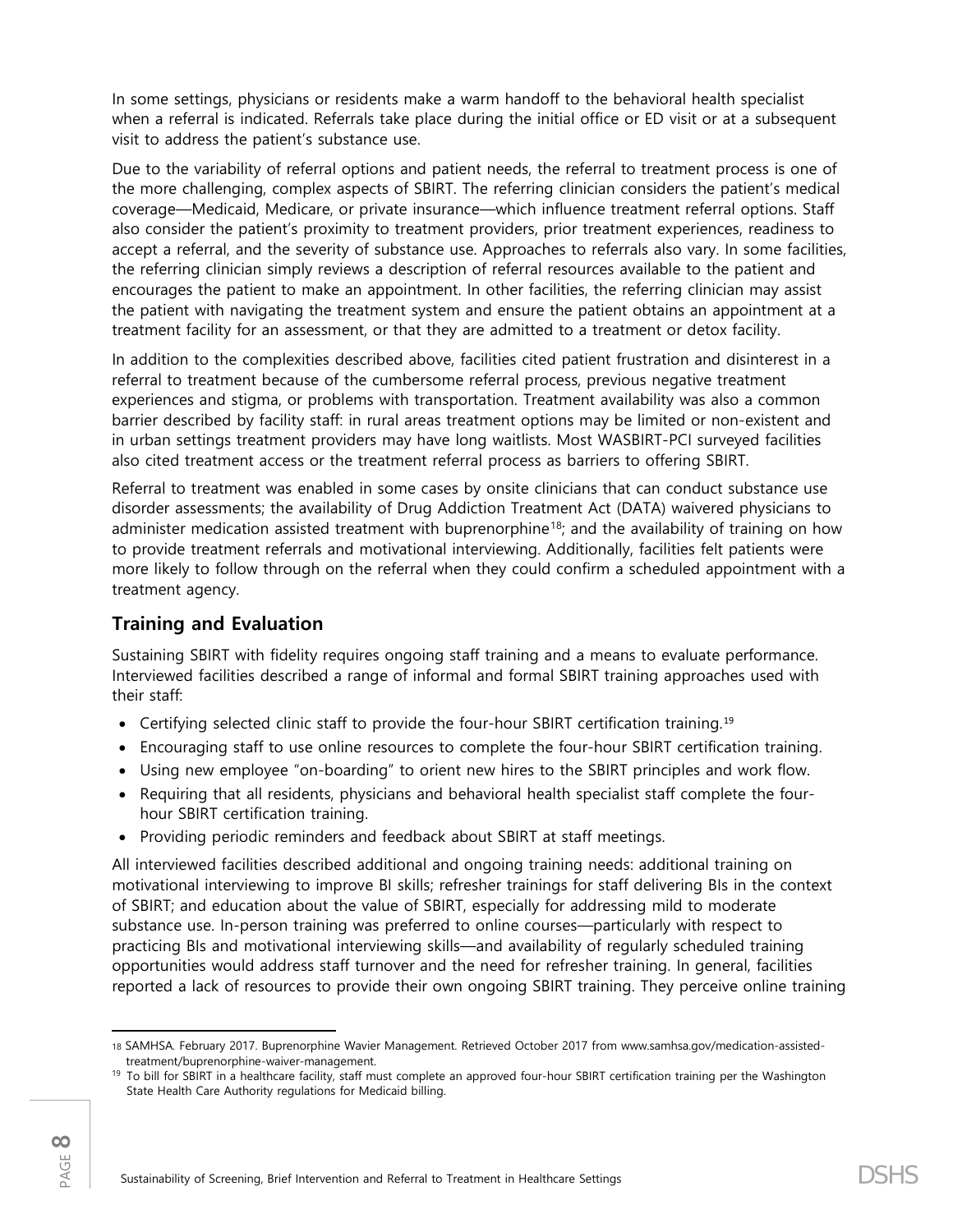In some settings, physicians or residents make a warm handoff to the behavioral health specialist when a referral is indicated. Referrals take place during the initial office or ED visit or at a subsequent visit to address the patient's substance use.

Due to the variability of referral options and patient needs, the referral to treatment process is one of the more challenging, complex aspects of SBIRT. The referring clinician considers the patient's medical coverage—Medicaid, Medicare, or private insurance—which influence treatment referral options. Staff also consider the patient's proximity to treatment providers, prior treatment experiences, readiness to accept a referral, and the severity of substance use. Approaches to referrals also vary. In some facilities, the referring clinician simply reviews a description of referral resources available to the patient and encourages the patient to make an appointment. In other facilities, the referring clinician may assist the patient with navigating the treatment system and ensure the patient obtains an appointment at a treatment facility for an assessment, or that they are admitted to a treatment or detox facility.

In addition to the complexities described above, facilities cited patient frustration and disinterest in a referral to treatment because of the cumbersome referral process, previous negative treatment experiences and stigma, or problems with transportation. Treatment availability was also a common barrier described by facility staff: in rural areas treatment options may be limited or non-existent and in urban settings treatment providers may have long waitlists. Most WASBIRT-PCI surveyed facilities also cited treatment access or the treatment referral process as barriers to offering SBIRT.

Referral to treatment was enabled in some cases by onsite clinicians that can conduct substance use disorder assessments; the availability of Drug Addiction Treatment Act (DATA) waivered physicians to administer medication assisted treatment with buprenorphine[18]; and the availability of training on how to provide treatment referrals and motivational interviewing. Additionally, facilities felt patients were more likely to follow through on the referral when they could confirm a scheduled appointment with a treatment agency.

## Training and Evaluation

Sustaining SBIRT with fidelity requires ongoing staff training and a means to evaluate performance. Interviewed facilities described a range of informal and formal SBIRT training approaches used with their staff:

- Certifying selected clinic staff to provide the four-hour SBIRT certification training.[19]
- Encouraging staff to use online resources to complete the four-hour SBIRT certification training.
- Using new employee "on-boarding" to orient new hires to the SBIRT principles and work flow.
- Requiring that all residents, physicians and behavioral health specialist staff complete the four-hour SBIRT certification training.
- Providing periodic reminders and feedback about SBIRT at staff meetings.

All interviewed facilities described additional and ongoing training needs: additional training on motivational interviewing to improve BI skills; refresher trainings for staff delivering BIs in the context of SBIRT; and education about the value of SBIRT, especially for addressing mild to moderate substance use. In-person training was preferred to online courses—particularly with respect to practicing BIs and motivational interviewing skills—and availability of regularly scheduled training opportunities would address staff turnover and the need for refresher training. In general, facilities reported a lack of resources to provide their own ongoing SBIRT training. They perceive online training

---

[18] SAMHSA. February 2017. Buprenorphine Wavier Management. Retrieved October 2017 from www.samhsa.gov/medication-assisted-treatment/buprenorphine-waiver-management.

[19] To bill for SBIRT in a healthcare facility, staff must complete an approved four-hour SBIRT certification training per the Washington State Health Care Authority regulations for Medicaid billing.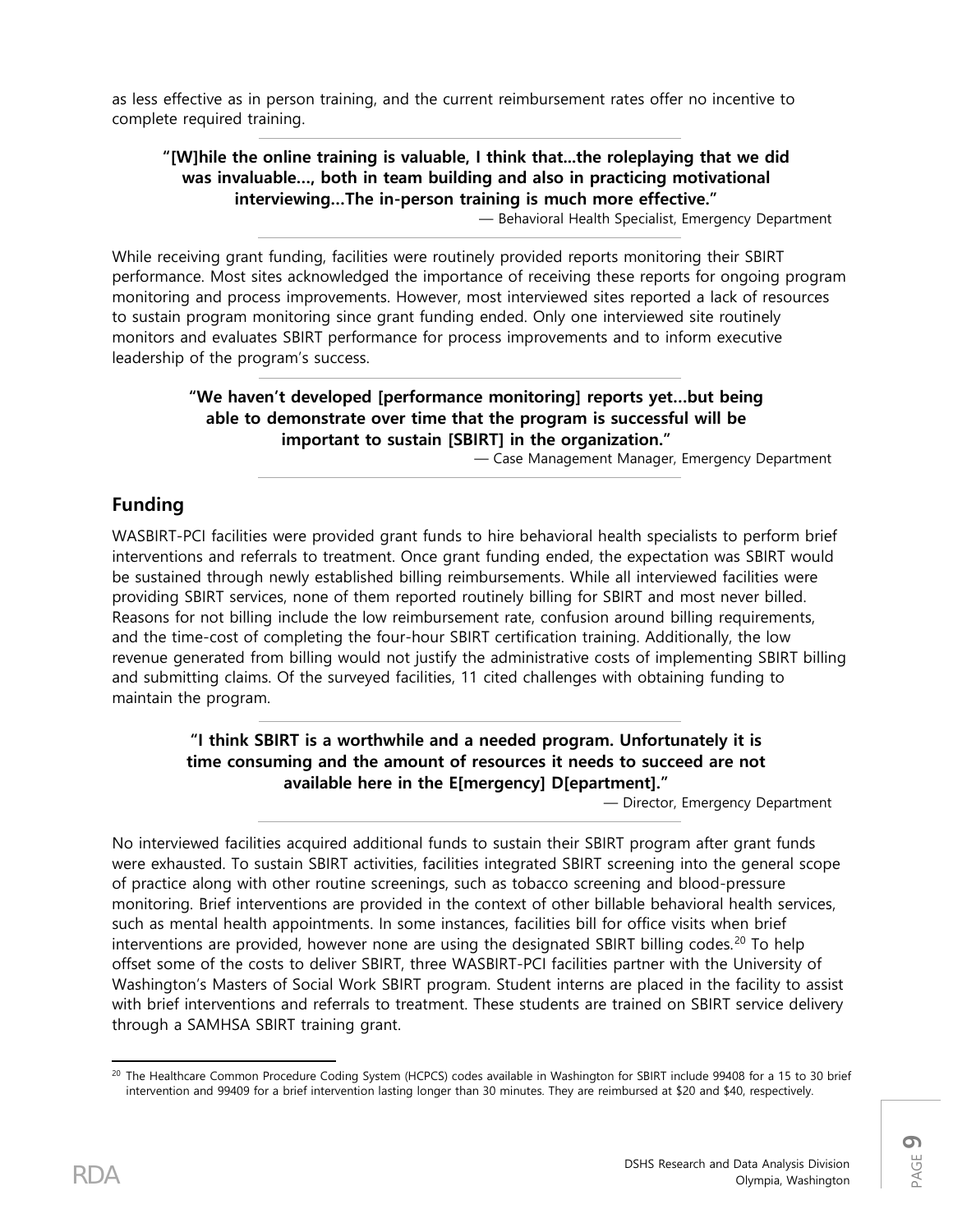as less effective as in person training, and the current reimbursement rates offer no incentive to complete required training.

> **"[W]hile the online training is valuable, I think that...the roleplaying that we did was invaluable..., both in team building and also in practicing motivational interviewing...The in-person training is much more effective."**
>
> — Behavioral Health Specialist, Emergency Department

While receiving grant funding, facilities were routinely provided reports monitoring their SBIRT performance. Most sites acknowledged the importance of receiving these reports for ongoing program monitoring and process improvements. However, most interviewed sites reported a lack of resources to sustain program monitoring since grant funding ended. Only one interviewed site routinely monitors and evaluates SBIRT performance for process improvements and to inform executive leadership of the program's success.

> **"We haven't developed [performance monitoring] reports yet...but being able to demonstrate over time that the program is successful will be important to sustain [SBIRT] in the organization."**
>
> — Case Management Manager, Emergency Department

## Funding

WASBIRT-PCI facilities were provided grant funds to hire behavioral health specialists to perform brief interventions and referrals to treatment. Once grant funding ended, the expectation was SBIRT would be sustained through newly established billing reimbursements. While all interviewed facilities were providing SBIRT services, none of them reported routinely billing for SBIRT and most never billed. Reasons for not billing include the low reimbursement rate, confusion around billing requirements, and the time-cost of completing the four-hour SBIRT certification training. Additionally, the low revenue generated from billing would not justify the administrative costs of implementing SBIRT billing and submitting claims. Of the surveyed facilities, 11 cited challenges with obtaining funding to maintain the program.

> **"I think SBIRT is a worthwhile and a needed program. Unfortunately it is time consuming and the amount of resources it needs to succeed are not available here in the E[mergency] D[epartment]."**
>
> — Director, Emergency Department

No interviewed facilities acquired additional funds to sustain their SBIRT program after grant funds were exhausted. To sustain SBIRT activities, facilities integrated SBIRT screening into the general scope of practice along with other routine screenings, such as tobacco screening and blood-pressure monitoring. Brief interventions are provided in the context of other billable behavioral health services, such as mental health appointments. In some instances, facilities bill for office visits when brief interventions are provided, however none are using the designated SBIRT billing codes.[20] To help offset some of the costs to deliver SBIRT, three WASBIRT-PCI facilities partner with the University of Washington's Masters of Social Work SBIRT program. Student interns are placed in the facility to assist with brief interventions and referrals to treatment. These students are trained on SBIRT service delivery through a SAMHSA SBIRT training grant.

---

[20] The Healthcare Common Procedure Coding System (HCPCS) codes available in Washington for SBIRT include 99408 for a 15 to 30 brief intervention and 99409 for a brief intervention lasting longer than 30 minutes. They are reimbursed at $20 and $40, respectively.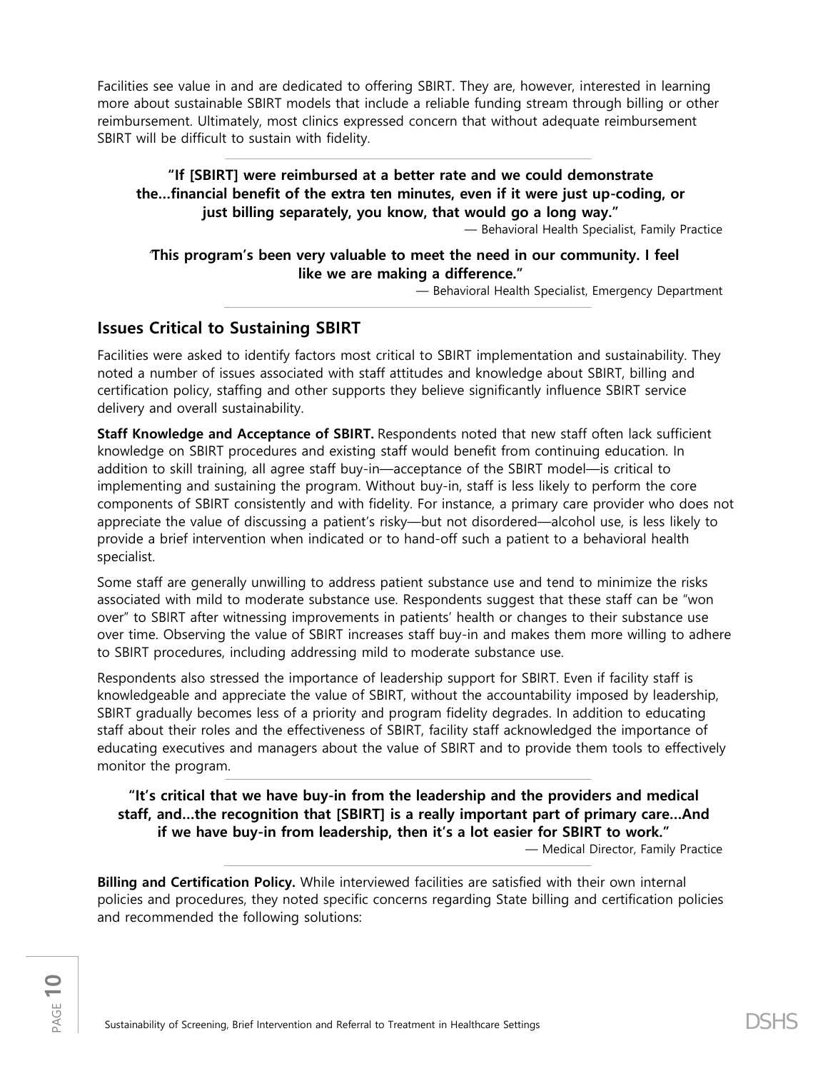Facilities see value in and are dedicated to offering SBIRT. They are, however, interested in learning more about sustainable SBIRT models that include a reliable funding stream through billing or other reimbursement. Ultimately, most clinics expressed concern that without adequate reimbursement SBIRT will be difficult to sustain with fidelity.

**"If [SBIRT] were reimbursed at a better rate and we could demonstrate the…financial benefit of the extra ten minutes, even if it were just up-coding, or just billing separately, you know, that would go a long way."**

— Behavioral Health Specialist, Family Practice

**"This program's been very valuable to meet the need in our community. I feel like we are making a difference."**

— Behavioral Health Specialist, Emergency Department

## Issues Critical to Sustaining SBIRT

Facilities were asked to identify factors most critical to SBIRT implementation and sustainability. They noted a number of issues associated with staff attitudes and knowledge about SBIRT, billing and certification policy, staffing and other supports they believe significantly influence SBIRT service delivery and overall sustainability.

**Staff Knowledge and Acceptance of SBIRT.** Respondents noted that new staff often lack sufficient knowledge on SBIRT procedures and existing staff would benefit from continuing education. In addition to skill training, all agree staff buy-in—acceptance of the SBIRT model—is critical to implementing and sustaining the program. Without buy-in, staff is less likely to perform the core components of SBIRT consistently and with fidelity. For instance, a primary care provider who does not appreciate the value of discussing a patient's risky—but not disordered—alcohol use, is less likely to provide a brief intervention when indicated or to hand-off such a patient to a behavioral health specialist.

Some staff are generally unwilling to address patient substance use and tend to minimize the risks associated with mild to moderate substance use. Respondents suggest that these staff can be "won over" to SBIRT after witnessing improvements in patients' health or changes to their substance use over time. Observing the value of SBIRT increases staff buy-in and makes them more willing to adhere to SBIRT procedures, including addressing mild to moderate substance use.

Respondents also stressed the importance of leadership support for SBIRT. Even if facility staff is knowledgeable and appreciate the value of SBIRT, without the accountability imposed by leadership, SBIRT gradually becomes less of a priority and program fidelity degrades. In addition to educating staff about their roles and the effectiveness of SBIRT, facility staff acknowledged the importance of educating executives and managers about the value of SBIRT and to provide them tools to effectively monitor the program.

**"It's critical that we have buy-in from the leadership and the providers and medical staff, and…the recognition that [SBIRT] is a really important part of primary care…And if we have buy-in from leadership, then it's a lot easier for SBIRT to work."**

— Medical Director, Family Practice

**Billing and Certification Policy.** While interviewed facilities are satisfied with their own internal policies and procedures, they noted specific concerns regarding State billing and certification policies and recommended the following solutions: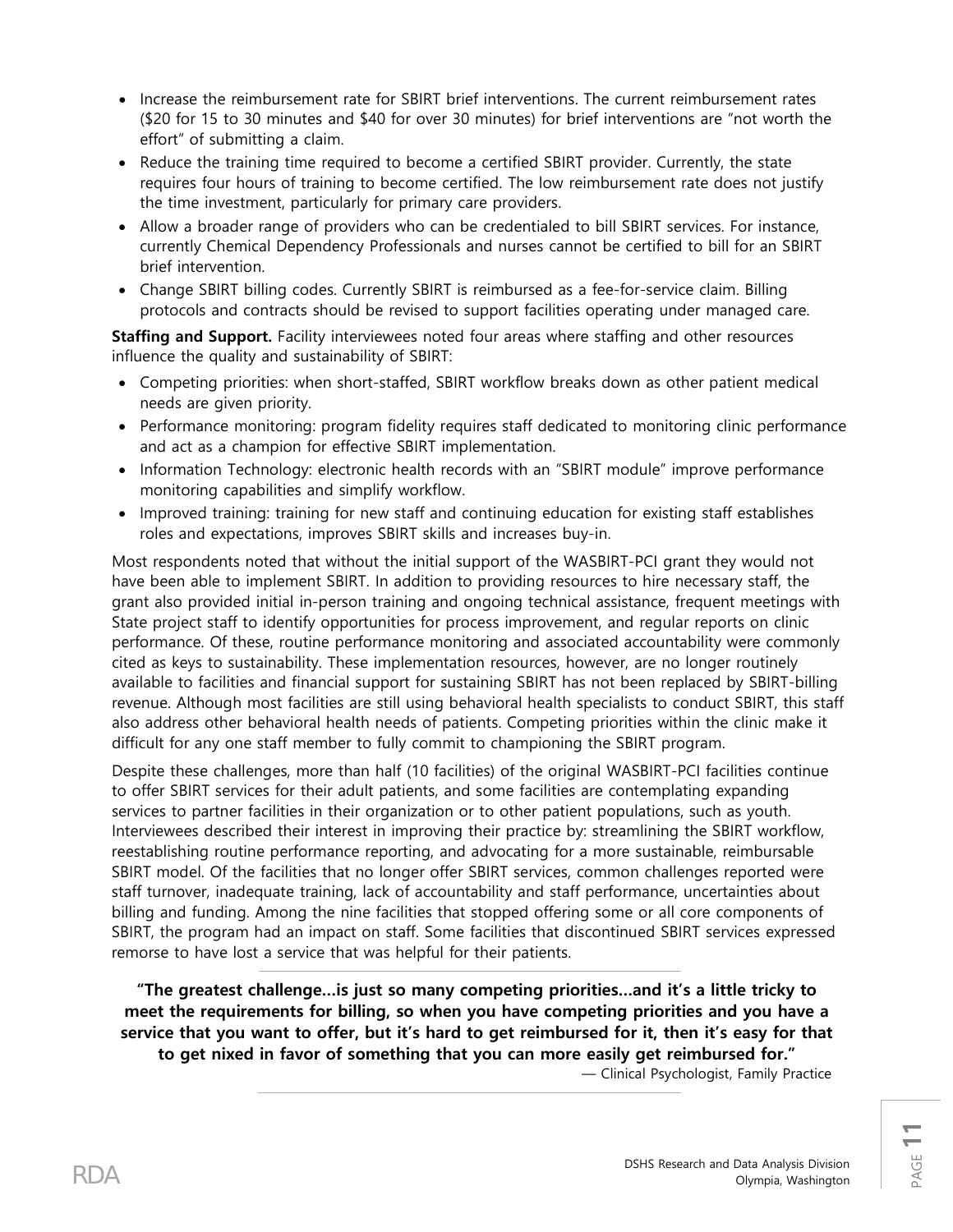- Increase the reimbursement rate for SBIRT brief interventions. The current reimbursement rates ($20 for 15 to 30 minutes and $40 for over 30 minutes) for brief interventions are "not worth the effort" of submitting a claim.
- Reduce the training time required to become a certified SBIRT provider. Currently, the state requires four hours of training to become certified. The low reimbursement rate does not justify the time investment, particularly for primary care providers.
- Allow a broader range of providers who can be credentialed to bill SBIRT services. For instance, currently Chemical Dependency Professionals and nurses cannot be certified to bill for an SBIRT brief intervention.
- Change SBIRT billing codes. Currently SBIRT is reimbursed as a fee-for-service claim. Billing protocols and contracts should be revised to support facilities operating under managed care.

**Staffing and Support.** Facility interviewees noted four areas where staffing and other resources influence the quality and sustainability of SBIRT:

- Competing priorities: when short-staffed, SBIRT workflow breaks down as other patient medical needs are given priority.
- Performance monitoring: program fidelity requires staff dedicated to monitoring clinic performance and act as a champion for effective SBIRT implementation.
- Information Technology: electronic health records with an "SBIRT module" improve performance monitoring capabilities and simplify workflow.
- Improved training: training for new staff and continuing education for existing staff establishes roles and expectations, improves SBIRT skills and increases buy-in.

Most respondents noted that without the initial support of the WASBIRT-PCI grant they would not have been able to implement SBIRT. In addition to providing resources to hire necessary staff, the grant also provided initial in-person training and ongoing technical assistance, frequent meetings with State project staff to identify opportunities for process improvement, and regular reports on clinic performance. Of these, routine performance monitoring and associated accountability were commonly cited as keys to sustainability. These implementation resources, however, are no longer routinely available to facilities and financial support for sustaining SBIRT has not been replaced by SBIRT-billing revenue. Although most facilities are still using behavioral health specialists to conduct SBIRT, this staff also address other behavioral health needs of patients. Competing priorities within the clinic make it difficult for any one staff member to fully commit to championing the SBIRT program.

Despite these challenges, more than half (10 facilities) of the original WASBIRT-PCI facilities continue to offer SBIRT services for their adult patients, and some facilities are contemplating expanding services to partner facilities in their organization or to other patient populations, such as youth. Interviewees described their interest in improving their practice by: streamlining the SBIRT workflow, reestablishing routine performance reporting, and advocating for a more sustainable, reimbursable SBIRT model. Of the facilities that no longer offer SBIRT services, common challenges reported were staff turnover, inadequate training, lack of accountability and staff performance, uncertainties about billing and funding. Among the nine facilities that stopped offering some or all core components of SBIRT, the program had an impact on staff. Some facilities that discontinued SBIRT services expressed remorse to have lost a service that was helpful for their patients.

**"The greatest challenge…is just so many competing priorities…and it's a little tricky to meet the requirements for billing, so when you have competing priorities and you have a service that you want to offer, but it's hard to get reimbursed for it, then it's easy for that to get nixed in favor of something that you can more easily get reimbursed for."**

— Clinical Psychologist, Family Practice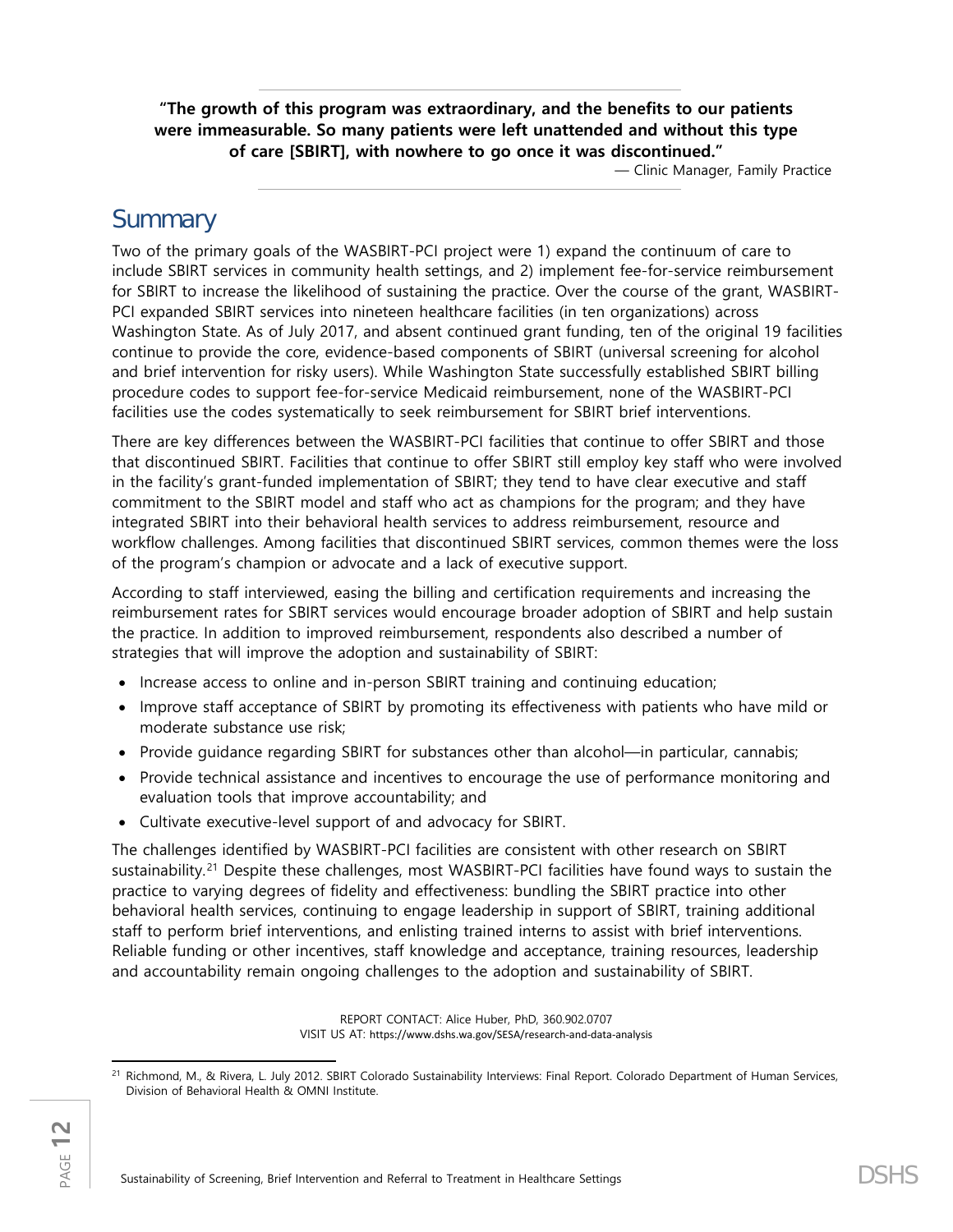**"The growth of this program was extraordinary, and the benefits to our patients were immeasurable. So many patients were left unattended and without this type of care [SBIRT], with nowhere to go once it was discontinued."**

— Clinic Manager, Family Practice

## Summary

Two of the primary goals of the WASBIRT-PCI project were 1) expand the continuum of care to include SBIRT services in community health settings, and 2) implement fee-for-service reimbursement for SBIRT to increase the likelihood of sustaining the practice. Over the course of the grant, WASBIRT-PCI expanded SBIRT services into nineteen healthcare facilities (in ten organizations) across Washington State. As of July 2017, and absent continued grant funding, ten of the original 19 facilities continue to provide the core, evidence-based components of SBIRT (universal screening for alcohol and brief intervention for risky users). While Washington State successfully established SBIRT billing procedure codes to support fee-for-service Medicaid reimbursement, none of the WASBIRT-PCI facilities use the codes systematically to seek reimbursement for SBIRT brief interventions.

There are key differences between the WASBIRT-PCI facilities that continue to offer SBIRT and those that discontinued SBIRT. Facilities that continue to offer SBIRT still employ key staff who were involved in the facility's grant-funded implementation of SBIRT; they tend to have clear executive and staff commitment to the SBIRT model and staff who act as champions for the program; and they have integrated SBIRT into their behavioral health services to address reimbursement, resource and workflow challenges. Among facilities that discontinued SBIRT services, common themes were the loss of the program's champion or advocate and a lack of executive support.

According to staff interviewed, easing the billing and certification requirements and increasing the reimbursement rates for SBIRT services would encourage broader adoption of SBIRT and help sustain the practice. In addition to improved reimbursement, respondents also described a number of strategies that will improve the adoption and sustainability of SBIRT:

- Increase access to online and in-person SBIRT training and continuing education;
- Improve staff acceptance of SBIRT by promoting its effectiveness with patients who have mild or moderate substance use risk;
- Provide guidance regarding SBIRT for substances other than alcohol—in particular, cannabis;
- Provide technical assistance and incentives to encourage the use of performance monitoring and evaluation tools that improve accountability; and
- Cultivate executive-level support of and advocacy for SBIRT.

The challenges identified by WASBIRT-PCI facilities are consistent with other research on SBIRT sustainability.[21] Despite these challenges, most WASBIRT-PCI facilities have found ways to sustain the practice to varying degrees of fidelity and effectiveness: bundling the SBIRT practice into other behavioral health services, continuing to engage leadership in support of SBIRT, training additional staff to perform brief interventions, and enlisting trained interns to assist with brief interventions. Reliable funding or other incentives, staff knowledge and acceptance, training resources, leadership and accountability remain ongoing challenges to the adoption and sustainability of SBIRT.

REPORT CONTACT: Alice Huber, PhD, 360.902.0707
VISIT US AT: https://www.dshs.wa.gov/SESA/research-and-data-analysis

[21] Richmond, M., & Rivera, L. July 2012. SBIRT Colorado Sustainability Interviews: Final Report. Colorado Department of Human Services, Division of Behavioral Health & OMNI Institute.